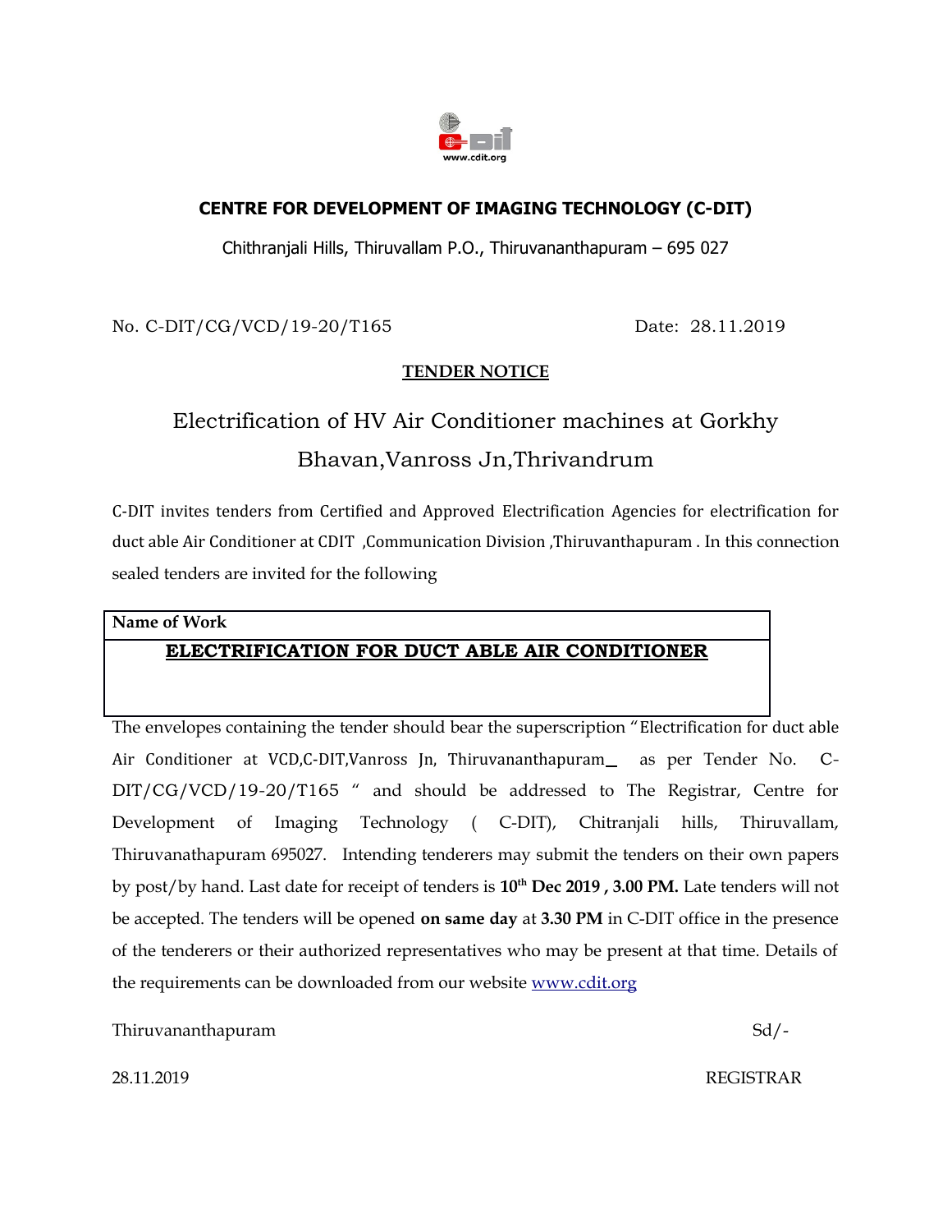# CENTRE FOR DEVELOPMENT OF IMAGING TECHNOLOGY (C-DIT)

Chithranjali Hills, Thiruvallam P.O., Thiruvananthapuram – 695 027

No. C-DIT/CG/VCD/19-20/T165                                        Date: 28.11.2019

## TENDER NOTICE

## Electrification of HV Air Conditioner machines at Gorkhy Bhavan,Vanross Jn,Thrivandrum

C-DIT invites tenders from Certified and Approved Electrification Agencies for electrification for duct able Air Conditioner at CDIT ,Communication Division ,Thiruvanthapuram . In this connection sealed tenders are invited for the following

| Name of Work |
|---|
| **ELECTRIFICATION FOR DUCT ABLE AIR CONDITIONER** |

The envelopes containing the tender should bear the superscription "Electrification for duct able Air Conditioner at VCD,C-DIT,Vanross Jn, Thiruvananthapuram_ as per Tender No. C-DIT/CG/VCD/19-20/T165 " and should be addressed to The Registrar, Centre for Development of Imaging Technology ( C-DIT), Chitranjali hills, Thiruvallam, Thiruvanathapuram 695027. Intending tenderers may submit the tenders on their own papers by post/by hand. Last date for receipt of tenders is **10th Dec 2019 , 3.00 PM.** Late tenders will not be accepted. The tenders will be opened **on same day** at **3.30 PM** in C-DIT office in the presence of the tenderers or their authorized representatives who may be present at that time. Details of the requirements can be downloaded from our website www.cdit.org

Thiruvananthapuram                                        Sd/-

28.11.2019                                        REGISTRAR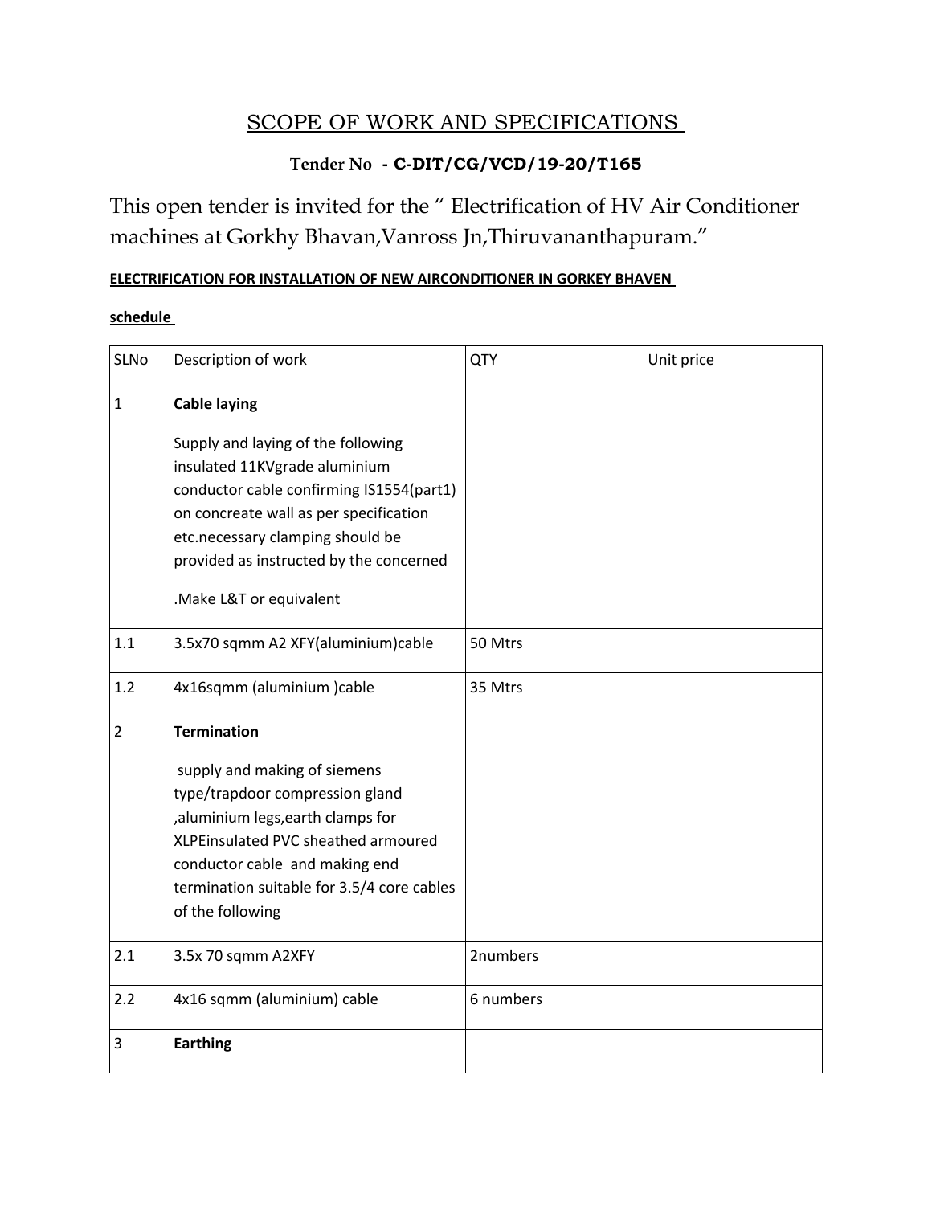# SCOPE OF WORK AND SPECIFICATIONS

**Tender No - C-DIT/CG/VCD/19-20/T165**

This open tender is invited for the " Electrification of HV Air Conditioner machines at Gorkhy Bhavan,Vanross Jn,Thiruvananthapuram."

**ELECTRIFICATION FOR INSTALLATION OF NEW AIRCONDITIONER IN GORKEY BHAVEN**

**schedule**

| SLNo | Description of work | QTY | Unit price |
|---|---|---|---|
| 1 | **Cable laying**<br><br>Supply and laying of the following insulated 11KVgrade aluminium conductor cable confirming IS1554(part1) on concreate wall as per specification etc.necessary clamping should be provided as instructed by the concerned<br><br>.Make L&T or equivalent | | |
| 1.1 | 3.5x70 sqmm A2 XFY(aluminium)cable | 50 Mtrs | |
| 1.2 | 4x16sqmm (aluminium )cable | 35 Mtrs | |
| 2 | **Termination**<br><br>supply and making of siemens type/trapdoor compression gland ,aluminium legs,earth clamps for XLPEinsulated PVC sheathed armoured conductor cable and making end termination suitable for 3.5/4 core cables of the following | | |
| 2.1 | 3.5x 70 sqmm A2XFY | 2numbers | |
| 2.2 | 4x16 sqmm (aluminium) cable | 6 numbers | |
| 3 | **Earthing** | | |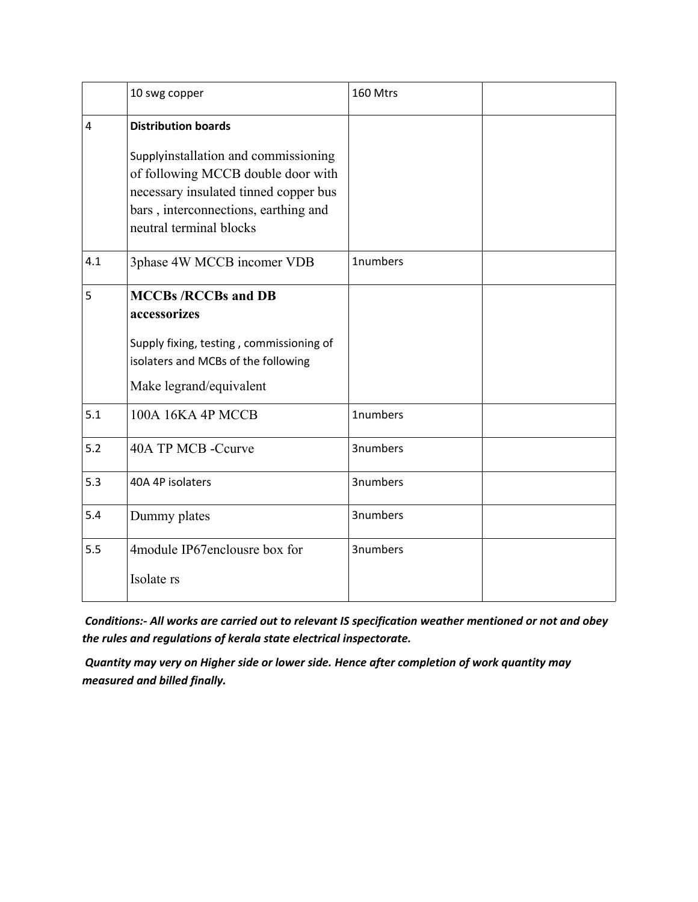| | | | |
|---|---|---|---|
| | 10 swg copper | 160 Mtrs | |
| 4 | **Distribution boards**<br><br>Supplyinstallation and commissioning of following MCCB double door with necessary insulated tinned copper bus bars , interconnections, earthing and neutral terminal blocks | | |
| 4.1 | 3phase 4W MCCB incomer VDB | 1numbers | |
| 5 | **MCCBs /RCCBs and DB accessorizes**<br><br>Supply fixing, testing , commissioning of isolaters and MCBs of the following<br><br>Make legrand/equivalent | | |
| 5.1 | 100A 16KA 4P MCCB | 1numbers | |
| 5.2 | 40A TP MCB -Ccurve | 3numbers | |
| 5.3 | 40A 4P isolaters | 3numbers | |
| 5.4 | Dummy plates | 3numbers | |
| 5.5 | 4module IP67enclousre box for<br><br>Isolate rs | 3numbers | |

***Conditions:- All works are carried out to relevant IS specification weather mentioned or not and obey the rules and regulations of kerala state electrical inspectorate.***

***Quantity may very on Higher side or lower side. Hence after completion of work quantity may measured and billed finally.***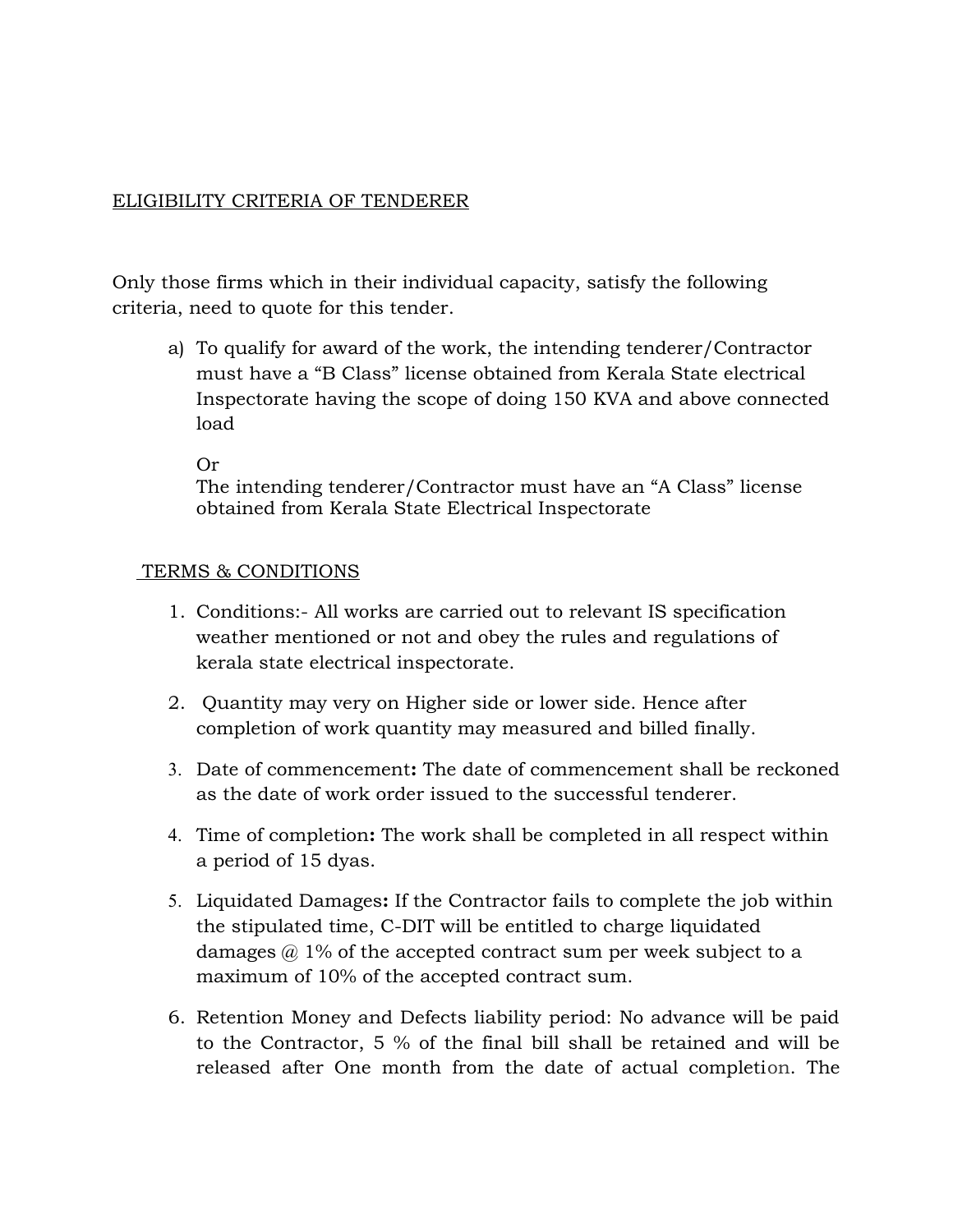ELIGIBILITY CRITERIA OF TENDERER

Only those firms which in their individual capacity, satisfy the following criteria, need to quote for this tender.

a) To qualify for award of the work, the intending tenderer/Contractor must have a "B Class" license obtained from Kerala State electrical Inspectorate having the scope of doing 150 KVA and above connected load

   Or
   The intending tenderer/Contractor must have an "A Class" license obtained from Kerala State Electrical Inspectorate

TERMS & CONDITIONS

1. Conditions:- All works are carried out to relevant IS specification weather mentioned or not and obey the rules and regulations of kerala state electrical inspectorate.

2. Quantity may very on Higher side or lower side. Hence after completion of work quantity may measured and billed finally.

3. Date of commencement**:** The date of commencement shall be reckoned as the date of work order issued to the successful tenderer.

4. Time of completion**:** The work shall be completed in all respect within a period of 15 dyas.

5. Liquidated Damages**:** If the Contractor fails to complete the job within the stipulated time, C-DIT will be entitled to charge liquidated damages @ 1% of the accepted contract sum per week subject to a maximum of 10% of the accepted contract sum.

6. Retention Money and Defects liability period: No advance will be paid to the Contractor, 5 % of the final bill shall be retained and will be released after One month from the date of actual completion. The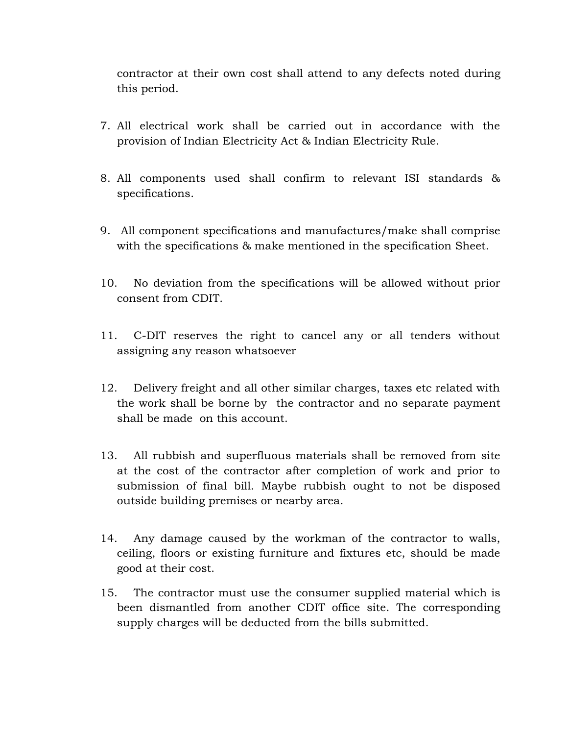contractor at their own cost shall attend to any defects noted during this period.

7. All electrical work shall be carried out in accordance with the provision of Indian Electricity Act & Indian Electricity Rule.

8. All components used shall confirm to relevant ISI standards & specifications.

9. All component specifications and manufactures/make shall comprise with the specifications & make mentioned in the specification Sheet.

10. No deviation from the specifications will be allowed without prior consent from CDIT.

11. C-DIT reserves the right to cancel any or all tenders without assigning any reason whatsoever

12. Delivery freight and all other similar charges, taxes etc related with the work shall be borne by the contractor and no separate payment shall be made on this account.

13. All rubbish and superfluous materials shall be removed from site at the cost of the contractor after completion of work and prior to submission of final bill. Maybe rubbish ought to not be disposed outside building premises or nearby area.

14. Any damage caused by the workman of the contractor to walls, ceiling, floors or existing furniture and fixtures etc, should be made good at their cost.

15. The contractor must use the consumer supplied material which is been dismantled from another CDIT office site. The corresponding supply charges will be deducted from the bills submitted.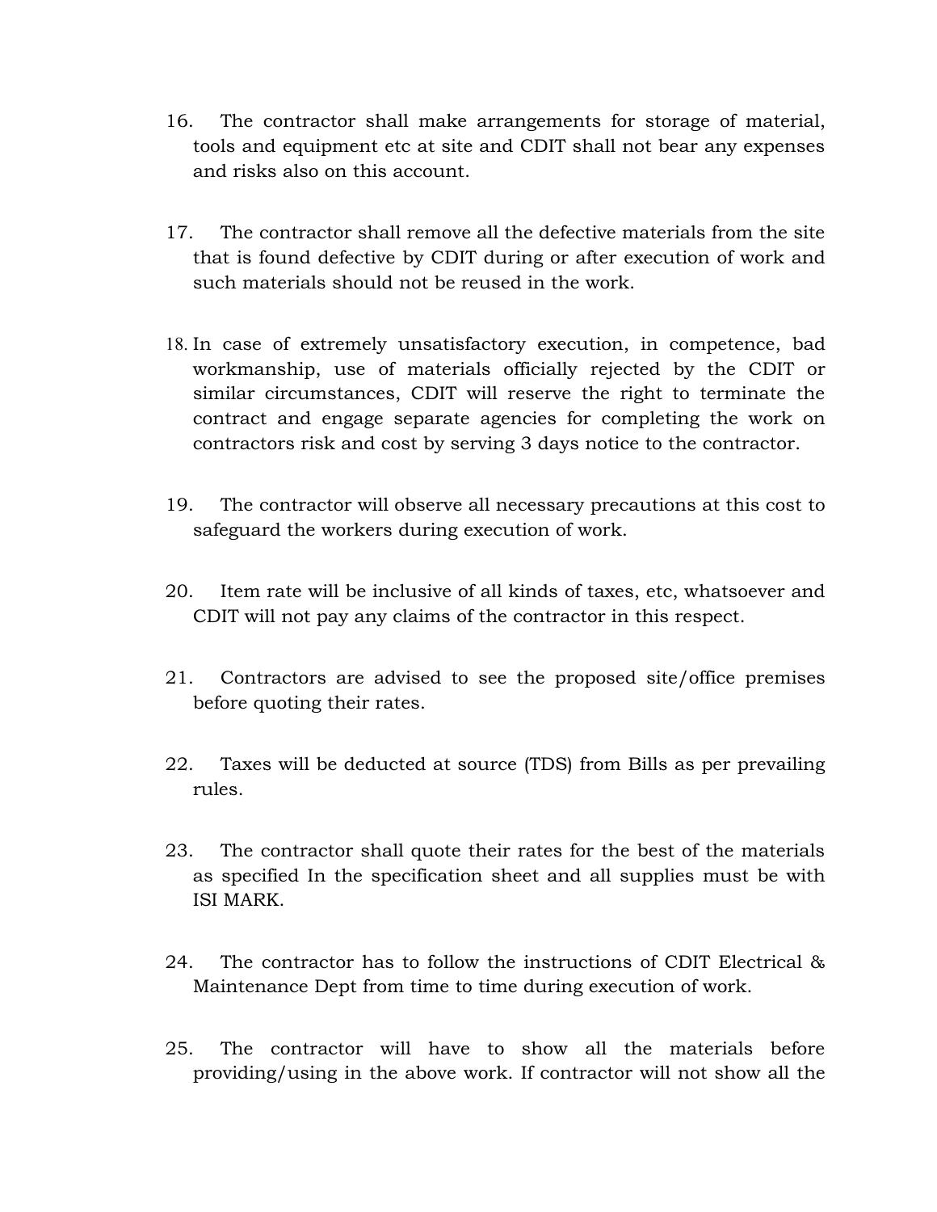16. The contractor shall make arrangements for storage of material, tools and equipment etc at site and CDIT shall not bear any expenses and risks also on this account.

17. The contractor shall remove all the defective materials from the site that is found defective by CDIT during or after execution of work and such materials should not be reused in the work.

18. In case of extremely unsatisfactory execution, in competence, bad workmanship, use of materials officially rejected by the CDIT or similar circumstances, CDIT will reserve the right to terminate the contract and engage separate agencies for completing the work on contractors risk and cost by serving 3 days notice to the contractor.

19. The contractor will observe all necessary precautions at this cost to safeguard the workers during execution of work.

20. Item rate will be inclusive of all kinds of taxes, etc, whatsoever and CDIT will not pay any claims of the contractor in this respect.

21. Contractors are advised to see the proposed site/office premises before quoting their rates.

22. Taxes will be deducted at source (TDS) from Bills as per prevailing rules.

23. The contractor shall quote their rates for the best of the materials as specified In the specification sheet and all supplies must be with ISI MARK.

24. The contractor has to follow the instructions of CDIT Electrical & Maintenance Dept from time to time during execution of work.

25. The contractor will have to show all the materials before providing/using in the above work. If contractor will not show all the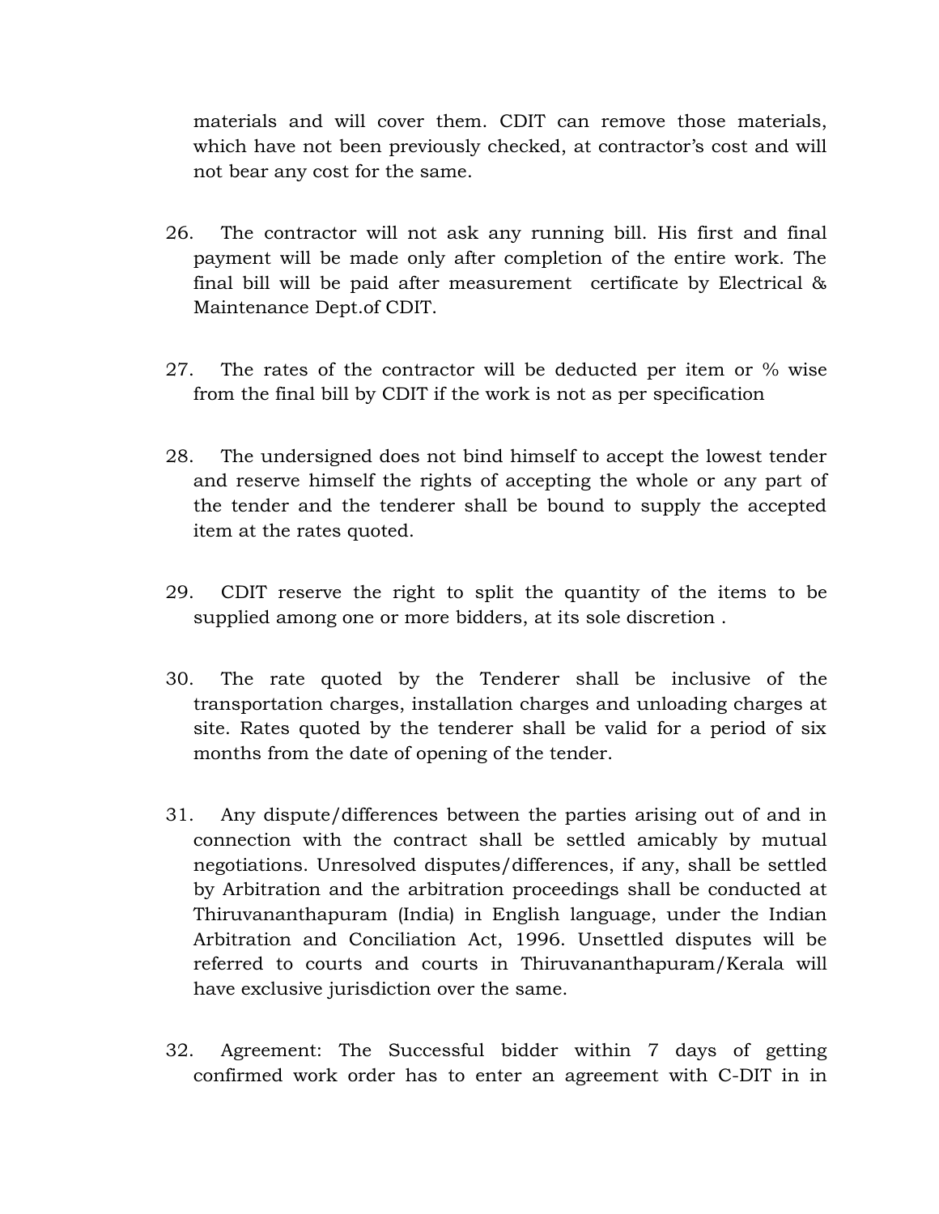materials and will cover them. CDIT can remove those materials, which have not been previously checked, at contractor's cost and will not bear any cost for the same.

26. The contractor will not ask any running bill. His first and final payment will be made only after completion of the entire work. The final bill will be paid after measurement certificate by Electrical & Maintenance Dept.of CDIT.

27. The rates of the contractor will be deducted per item or % wise from the final bill by CDIT if the work is not as per specification

28. The undersigned does not bind himself to accept the lowest tender and reserve himself the rights of accepting the whole or any part of the tender and the tenderer shall be bound to supply the accepted item at the rates quoted.

29. CDIT reserve the right to split the quantity of the items to be supplied among one or more bidders, at its sole discretion .

30. The rate quoted by the Tenderer shall be inclusive of the transportation charges, installation charges and unloading charges at site. Rates quoted by the tenderer shall be valid for a period of six months from the date of opening of the tender.

31. Any dispute/differences between the parties arising out of and in connection with the contract shall be settled amicably by mutual negotiations. Unresolved disputes/differences, if any, shall be settled by Arbitration and the arbitration proceedings shall be conducted at Thiruvananthapuram (India) in English language, under the Indian Arbitration and Conciliation Act, 1996. Unsettled disputes will be referred to courts and courts in Thiruvananthapuram/Kerala will have exclusive jurisdiction over the same.

32. Agreement: The Successful bidder within 7 days of getting confirmed work order has to enter an agreement with C-DIT in in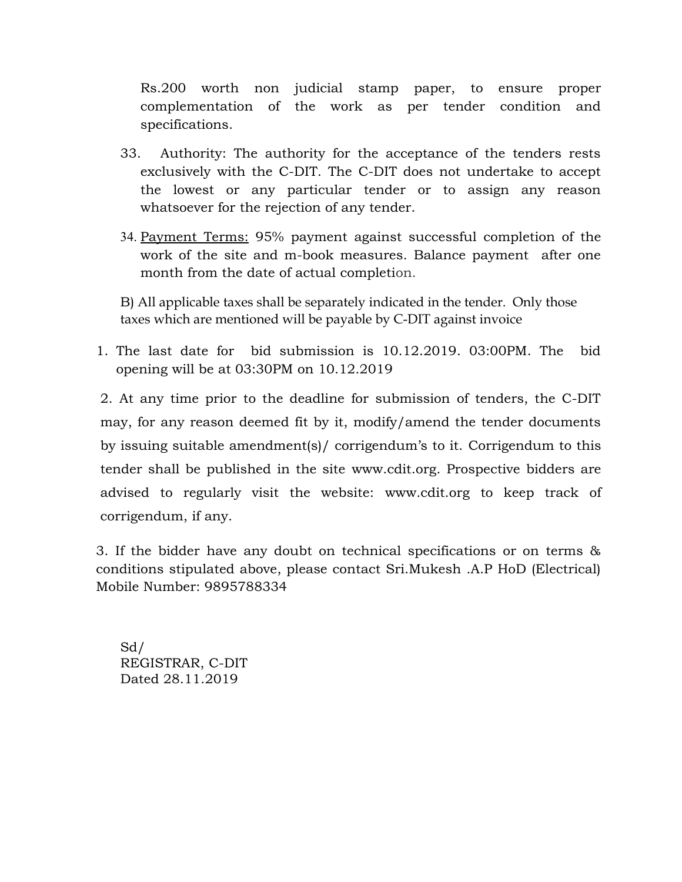Rs.200 worth non judicial stamp paper, to ensure proper complementation of the work as per tender condition and specifications.

33. Authority: The authority for the acceptance of the tenders rests exclusively with the C-DIT. The C-DIT does not undertake to accept the lowest or any particular tender or to assign any reason whatsoever for the rejection of any tender.

34. <u>Payment Terms:</u> 95% payment against successful completion of the work of the site and m-book measures. Balance payment after one month from the date of actual completion.

B) All applicable taxes shall be separately indicated in the tender. Only those taxes which are mentioned will be payable by C-DIT against invoice

1. The last date for bid submission is 10.12.2019. 03:00PM. The bid opening will be at 03:30PM on 10.12.2019

2. At any time prior to the deadline for submission of tenders, the C-DIT may, for any reason deemed fit by it, modify/amend the tender documents by issuing suitable amendment(s)/ corrigendum's to it. Corrigendum to this tender shall be published in the site www.cdit.org. Prospective bidders are advised to regularly visit the website: www.cdit.org to keep track of corrigendum, if any.

3. If the bidder have any doubt on technical specifications or on terms & conditions stipulated above, please contact Sri.Mukesh .A.P HoD (Electrical) Mobile Number: 9895788334

Sd/
REGISTRAR, C-DIT
Dated 28.11.2019